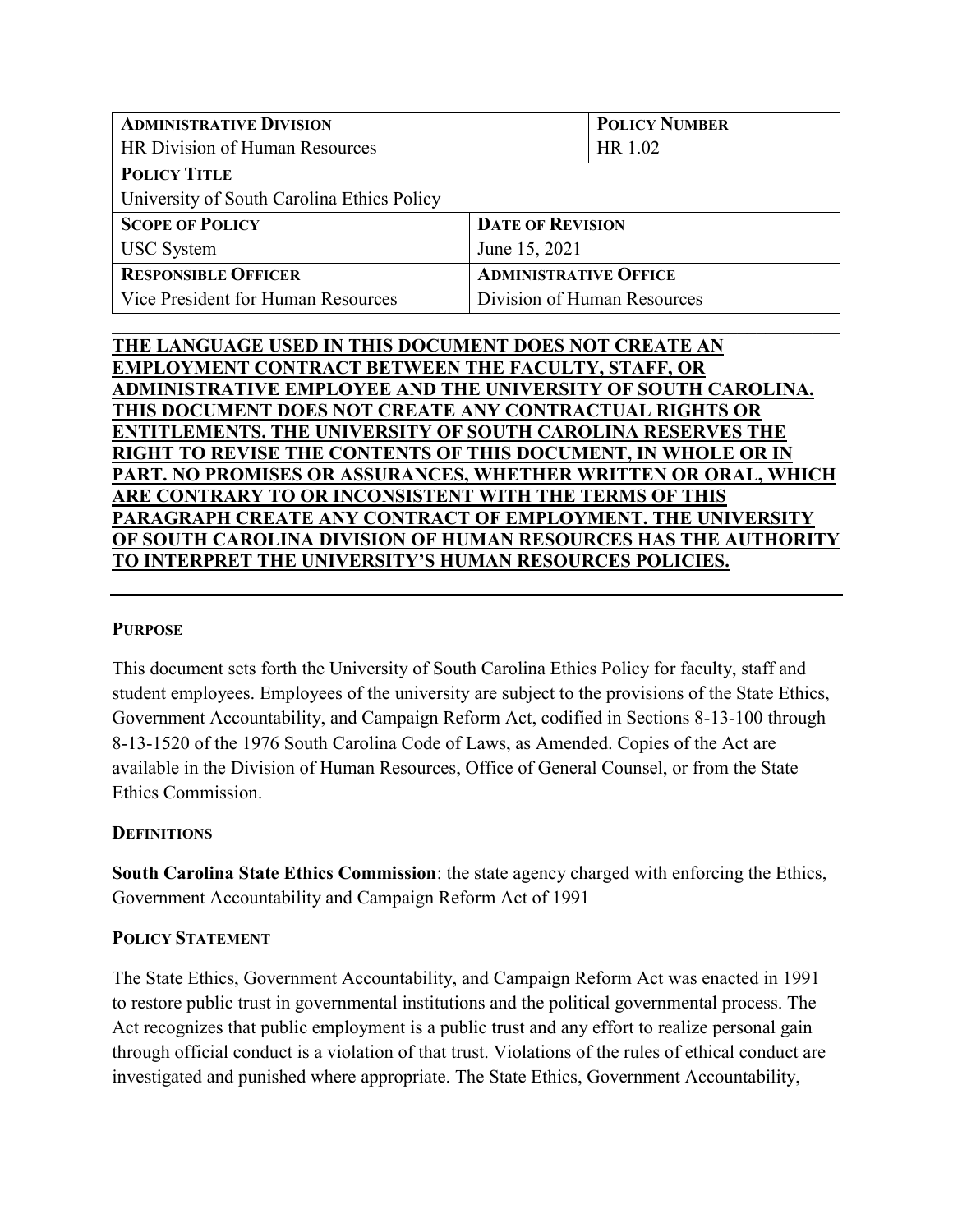| **ADMINISTRATIVE DIVISION** | | **POLICY NUMBER** |
|---|---|---|
| HR Division of Human Resources | | HR 1.02 |
| **POLICY TITLE** | | |
| University of South Carolina Ethics Policy | | |
| **SCOPE OF POLICY** | **DATE OF REVISION** | |
| USC System | June 15, 2021 | |
| **RESPONSIBLE OFFICER** | **ADMINISTRATIVE OFFICE** | |
| Vice President for Human Resources | Division of Human Resources | |

**THE LANGUAGE USED IN THIS DOCUMENT DOES NOT CREATE AN EMPLOYMENT CONTRACT BETWEEN THE FACULTY, STAFF, OR ADMINISTRATIVE EMPLOYEE AND THE UNIVERSITY OF SOUTH CAROLINA. THIS DOCUMENT DOES NOT CREATE ANY CONTRACTUAL RIGHTS OR ENTITLEMENTS. THE UNIVERSITY OF SOUTH CAROLINA RESERVES THE RIGHT TO REVISE THE CONTENTS OF THIS DOCUMENT, IN WHOLE OR IN PART. NO PROMISES OR ASSURANCES, WHETHER WRITTEN OR ORAL, WHICH ARE CONTRARY TO OR INCONSISTENT WITH THE TERMS OF THIS PARAGRAPH CREATE ANY CONTRACT OF EMPLOYMENT. THE UNIVERSITY OF SOUTH CAROLINA DIVISION OF HUMAN RESOURCES HAS THE AUTHORITY TO INTERPRET THE UNIVERSITY'S HUMAN RESOURCES POLICIES.**

## PURPOSE

This document sets forth the University of South Carolina Ethics Policy for faculty, staff and student employees. Employees of the university are subject to the provisions of the State Ethics, Government Accountability, and Campaign Reform Act, codified in Sections 8-13-100 through 8-13-1520 of the 1976 South Carolina Code of Laws, as Amended. Copies of the Act are available in the Division of Human Resources, Office of General Counsel, or from the State Ethics Commission.

## DEFINITIONS

**South Carolina State Ethics Commission**: the state agency charged with enforcing the Ethics, Government Accountability and Campaign Reform Act of 1991

## POLICY STATEMENT

The State Ethics, Government Accountability, and Campaign Reform Act was enacted in 1991 to restore public trust in governmental institutions and the political governmental process. The Act recognizes that public employment is a public trust and any effort to realize personal gain through official conduct is a violation of that trust. Violations of the rules of ethical conduct are investigated and punished where appropriate. The State Ethics, Government Accountability,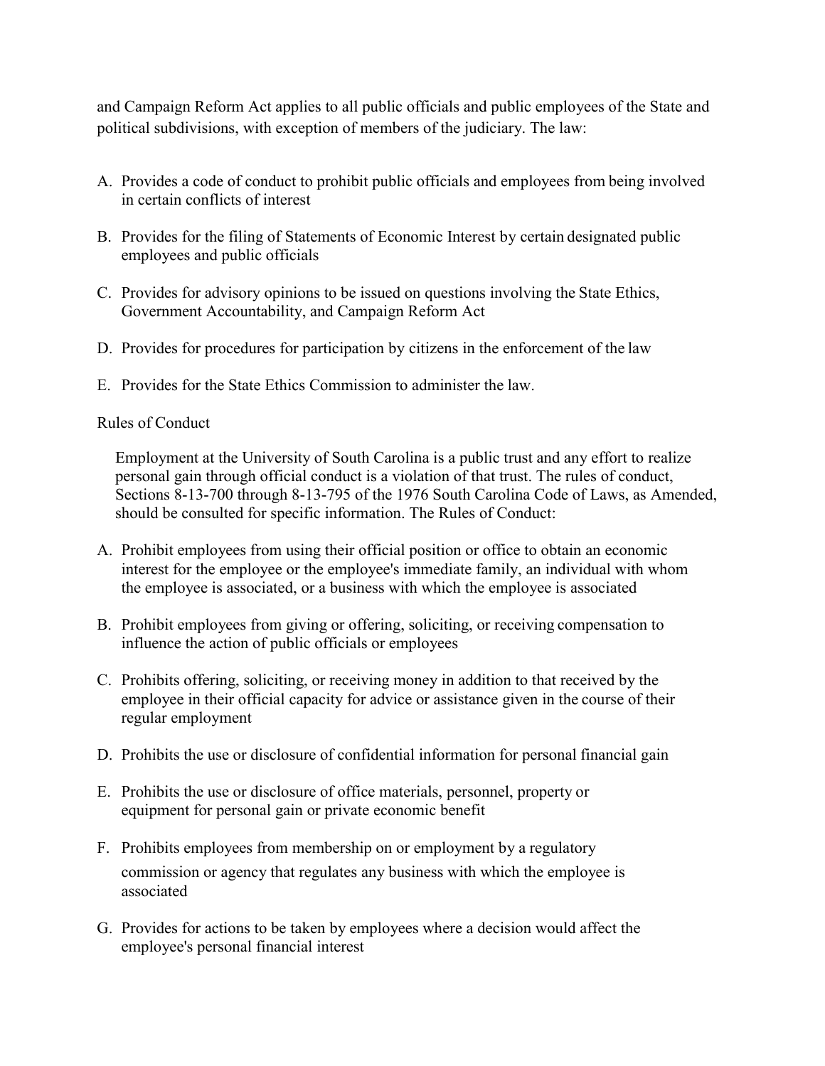and Campaign Reform Act applies to all public officials and public employees of the State and political subdivisions, with exception of members of the judiciary. The law:

A. Provides a code of conduct to prohibit public officials and employees from being involved in certain conflicts of interest

B. Provides for the filing of Statements of Economic Interest by certain designated public employees and public officials

C. Provides for advisory opinions to be issued on questions involving the State Ethics, Government Accountability, and Campaign Reform Act

D. Provides for procedures for participation by citizens in the enforcement of the law

E. Provides for the State Ethics Commission to administer the law.

Rules of Conduct

Employment at the University of South Carolina is a public trust and any effort to realize personal gain through official conduct is a violation of that trust. The rules of conduct, Sections 8-13-700 through 8-13-795 of the 1976 South Carolina Code of Laws, as Amended, should be consulted for specific information. The Rules of Conduct:

A. Prohibit employees from using their official position or office to obtain an economic interest for the employee or the employee's immediate family, an individual with whom the employee is associated, or a business with which the employee is associated

B. Prohibit employees from giving or offering, soliciting, or receiving compensation to influence the action of public officials or employees

C. Prohibits offering, soliciting, or receiving money in addition to that received by the employee in their official capacity for advice or assistance given in the course of their regular employment

D. Prohibits the use or disclosure of confidential information for personal financial gain

E. Prohibits the use or disclosure of office materials, personnel, property or equipment for personal gain or private economic benefit

F. Prohibits employees from membership on or employment by a regulatory commission or agency that regulates any business with which the employee is associated

G. Provides for actions to be taken by employees where a decision would affect the employee's personal financial interest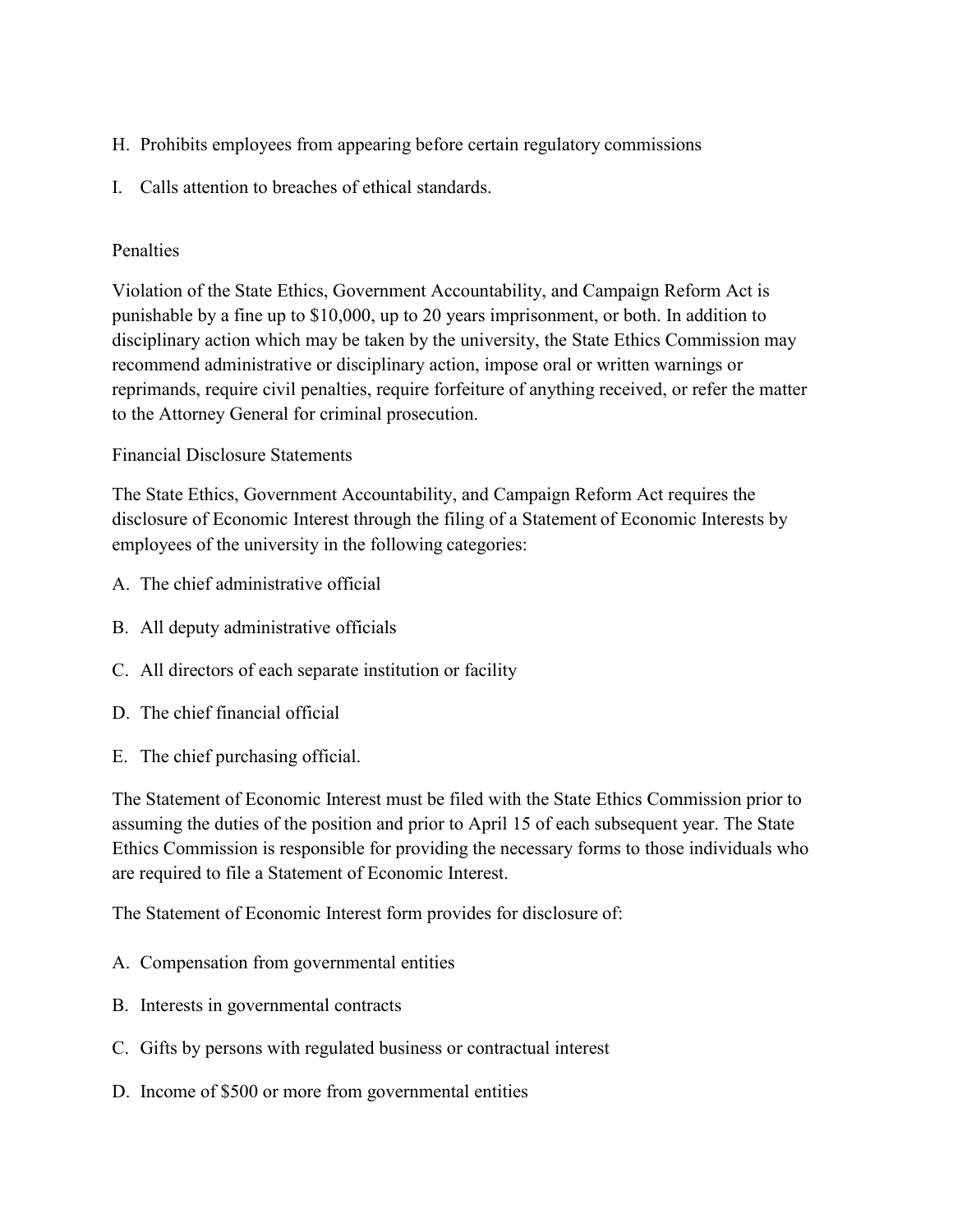H. Prohibits employees from appearing before certain regulatory commissions

I. Calls attention to breaches of ethical standards.

Penalties

Violation of the State Ethics, Government Accountability, and Campaign Reform Act is punishable by a fine up to $10,000, up to 20 years imprisonment, or both. In addition to disciplinary action which may be taken by the university, the State Ethics Commission may recommend administrative or disciplinary action, impose oral or written warnings or reprimands, require civil penalties, require forfeiture of anything received, or refer the matter to the Attorney General for criminal prosecution.

Financial Disclosure Statements

The State Ethics, Government Accountability, and Campaign Reform Act requires the disclosure of Economic Interest through the filing of a Statement of Economic Interests by employees of the university in the following categories:

A. The chief administrative official

B. All deputy administrative officials

C. All directors of each separate institution or facility

D. The chief financial official

E. The chief purchasing official.

The Statement of Economic Interest must be filed with the State Ethics Commission prior to assuming the duties of the position and prior to April 15 of each subsequent year. The State Ethics Commission is responsible for providing the necessary forms to those individuals who are required to file a Statement of Economic Interest.

The Statement of Economic Interest form provides for disclosure of:

A. Compensation from governmental entities

B. Interests in governmental contracts

C. Gifts by persons with regulated business or contractual interest

D. Income of $500 or more from governmental entities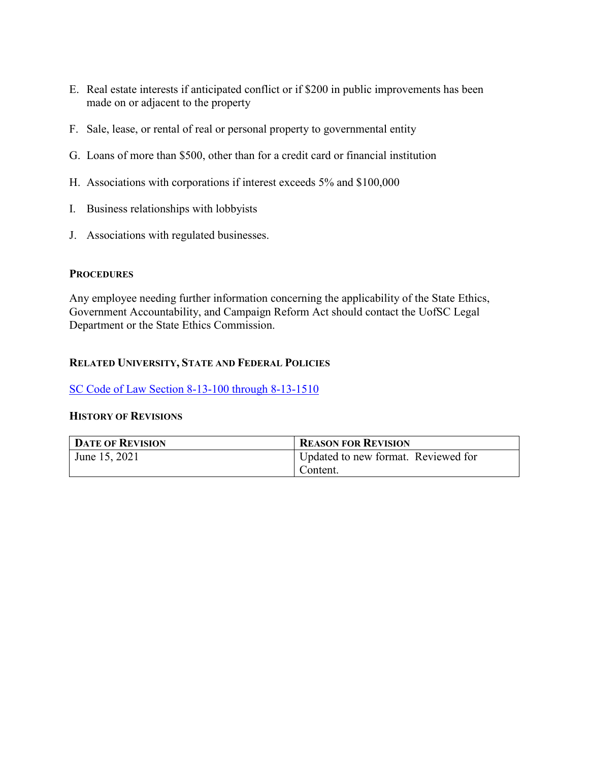E. Real estate interests if anticipated conflict or if $200 in public improvements has been made on or adjacent to the property

F. Sale, lease, or rental of real or personal property to governmental entity

G. Loans of more than $500, other than for a credit card or financial institution

H. Associations with corporations if interest exceeds 5% and $100,000

I. Business relationships with lobbyists

J. Associations with regulated businesses.

#### PROCEDURES

Any employee needing further information concerning the applicability of the State Ethics, Government Accountability, and Campaign Reform Act should contact the UofSC Legal Department or the State Ethics Commission.

#### RELATED UNIVERSITY, STATE AND FEDERAL POLICIES

[SC Code of Law Section 8-13-100 through 8-13-1510]

#### HISTORY OF REVISIONS

| DATE OF REVISION | REASON FOR REVISION |
| --- | --- |
| June 15, 2021 | Updated to new format. Reviewed for Content. |